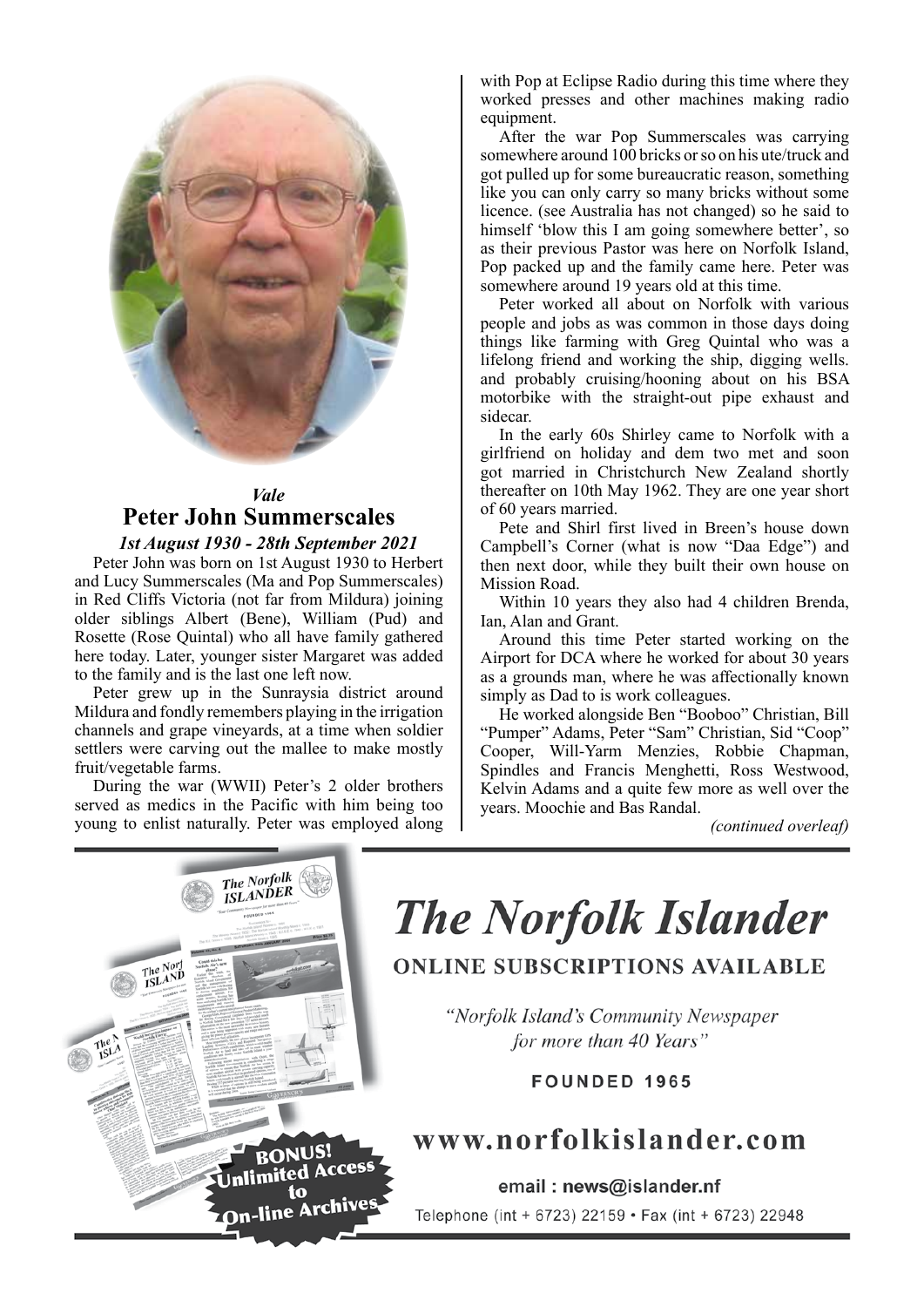*Vale*

## Peter John Summerscales

***1st August 1930 - 28th September 2021***

Peter John was born on 1st August 1930 to Herbert and Lucy Summerscales (Ma and Pop Summerscales) in Red Cliffs Victoria (not far from Mildura) joining older siblings Albert (Bene), William (Pud) and Rosette (Rose Quintal) who all have family gathered here today. Later, younger sister Margaret was added to the family and is the last one left now.

Peter grew up in the Sunraysia district around Mildura and fondly remembers playing in the irrigation channels and grape vineyards, at a time when soldier settlers were carving out the mallee to make mostly fruit/vegetable farms.

During the war (WWII) Peter's 2 older brothers served as medics in the Pacific with him being too young to enlist naturally. Peter was employed along with Pop at Eclipse Radio during this time where they worked presses and other machines making radio equipment.

After the war Pop Summerscales was carrying somewhere around 100 bricks or so on his ute/truck and got pulled up for some bureaucratic reason, something like you can only carry so many bricks without some licence. (see Australia has not changed) so he said to himself 'blow this I am going somewhere better', so as their previous Pastor was here on Norfolk Island, Pop packed up and the family came here. Peter was somewhere around 19 years old at this time.

Peter worked all about on Norfolk with various people and jobs as was common in those days doing things like farming with Greg Quintal who was a lifelong friend and working the ship, digging wells. and probably cruising/hooning about on his BSA motorbike with the straight-out pipe exhaust and sidecar.

In the early 60s Shirley came to Norfolk with a girlfriend on holiday and dem two met and soon got married in Christchurch New Zealand shortly thereafter on 10th May 1962. They are one year short of 60 years married.

Pete and Shirl first lived in Breen's house down Campbell's Corner (what is now "Daa Edge") and then next door, while they built their own house on Mission Road.

Within 10 years they also had 4 children Brenda, Ian, Alan and Grant.

Around this time Peter started working on the Airport for DCA where he worked for about 30 years as a grounds man, where he was affectionally known simply as Dad to is work colleagues.

He worked alongside Ben "Booboo" Christian, Bill "Pumper" Adams, Peter "Sam" Christian, Sid "Coop" Cooper, Will-Yarm Menzies, Robbie Chapman, Spindles and Francis Menghetti, Ross Westwood, Kelvin Adams and a quite few more as well over the years. Moochie and Bas Randal.

*(continued overleaf)*

# The Norfolk Islander

**ONLINE SUBSCRIPTIONS AVAILABLE**

*"Norfolk Island's Community Newspaper for more than 40 Years"*

**FOUNDED 1965**

**www.norfolkislander.com**

email : **news@islander.nf**

Telephone (int + 6723) 22159 • Fax (int + 6723) 22948

**BONUS! Unlimited Access to On-line Archives**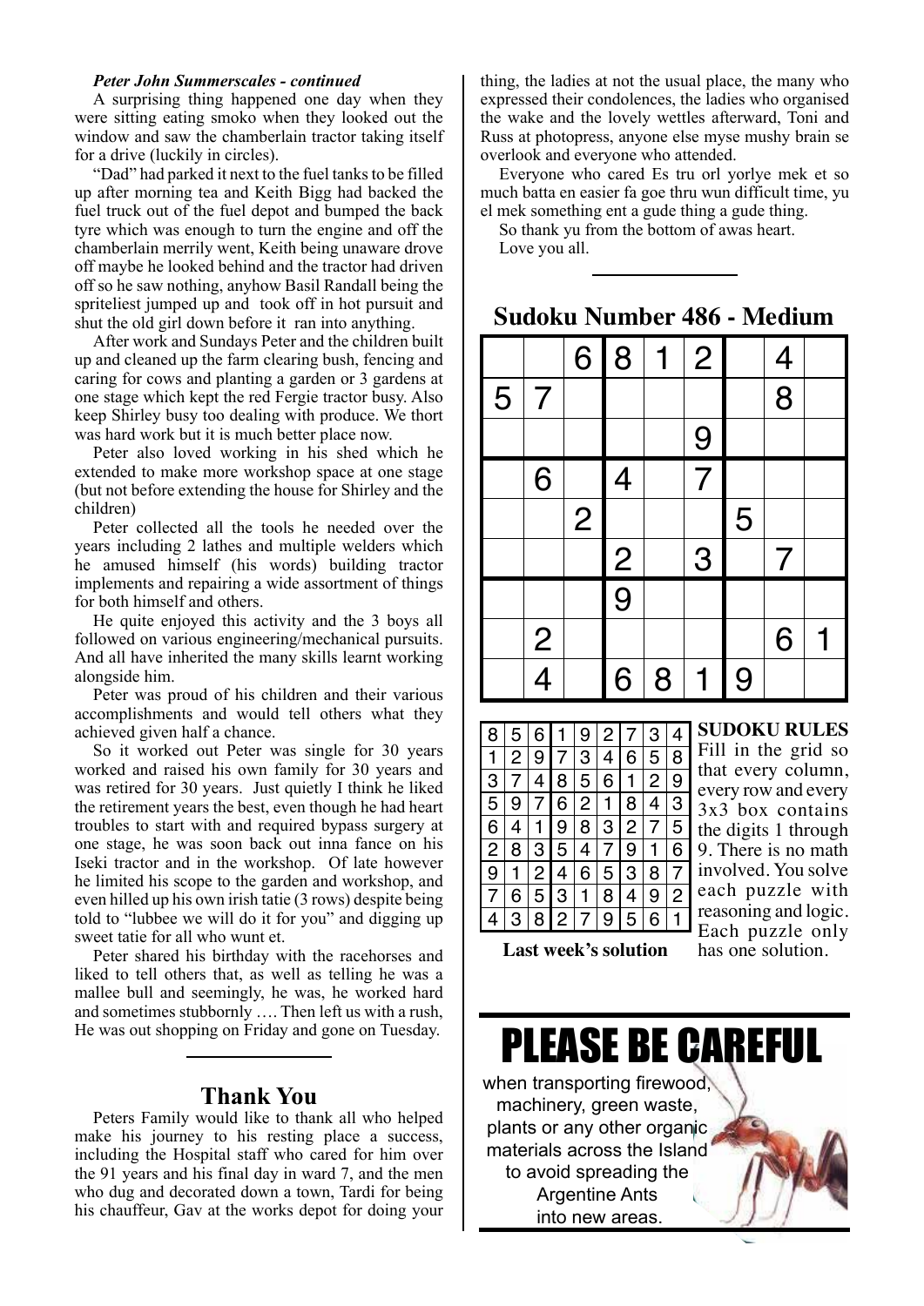***Peter John Summerscales - continued***

A surprising thing happened one day when they were sitting eating smoko when they looked out the window and saw the chamberlain tractor taking itself for a drive (luckily in circles).

"Dad" had parked it next to the fuel tanks to be filled up after morning tea and Keith Bigg had backed the fuel truck out of the fuel depot and bumped the back tyre which was enough to turn the engine and off the chamberlain merrily went, Keith being unaware drove off maybe he looked behind and the tractor had driven off so he saw nothing, anyhow Basil Randall being the spriteliest jumped up and took off in hot pursuit and shut the old girl down before it ran into anything.

After work and Sundays Peter and the children built up and cleaned up the farm clearing bush, fencing and caring for cows and planting a garden or 3 gardens at one stage which kept the red Fergie tractor busy. Also keep Shirley busy too dealing with produce. We thort was hard work but it is much better place now.

Peter also loved working in his shed which he extended to make more workshop space at one stage (but not before extending the house for Shirley and the children)

Peter collected all the tools he needed over the years including 2 lathes and multiple welders which he amused himself (his words) building tractor implements and repairing a wide assortment of things for both himself and others.

He quite enjoyed this activity and the 3 boys all followed on various engineering/mechanical pursuits. And all have inherited the many skills learnt working alongside him.

Peter was proud of his children and their various accomplishments and would tell others what they achieved given half a chance.

So it worked out Peter was single for 30 years worked and raised his own family for 30 years and was retired for 30 years. Just quietly I think he liked the retirement years the best, even though he had heart troubles to start with and required bypass surgery at one stage, he was soon back out inna fance on his Iseki tractor and in the workshop. Of late however he limited his scope to the garden and workshop, and even hilled up his own irish tatie (3 rows) despite being told to "lubbee we will do it for you" and digging up sweet tatie for all who wunt et.

Peter shared his birthday with the racehorses and liked to tell others that, as well as telling he was a mallee bull and seemingly, he was, he worked hard and sometimes stubbornly …. Then left us with a rush, He was out shopping on Friday and gone on Tuesday.

## Thank You

Peters Family would like to thank all who helped make his journey to his resting place a success, including the Hospital staff who cared for him over the 91 years and his final day in ward 7, and the men who dug and decorated down a town, Tardi for being his chauffeur, Gav at the works depot for doing your thing, the ladies at not the usual place, the many who expressed their condolences, the ladies who organised the wake and the lovely wettles afterward, Toni and Russ at photopress, anyone else myse mushy brain se overlook and everyone who attended.

Everyone who cared Es tru orl yorlye mek et so much batta en easier fa goe thru wun difficult time, yu el mek something ent a gude thing a gude thing.

So thank yu from the bottom of awas heart.

Love you all.

## Sudoku Number 486 - Medium

| | | | | | | | | |
|---|---|---|---|---|---|---|---|---|
| | | 6 | 8 | 1 | 2 | | 4 | |
| 5 | 7 | | | | | | 8 | |
| | | | | | 9 | | | |
| | 6 | | 4 | | 7 | | | |
| | | 2 | | | | 5 | | |
| | | | 2 | | 3 | | 7 | |
| | | | 9 | | | | | |
| | 2 | | | | | | 6 | 1 |
| | 4 | | 6 | 8 | 1 | 9 | | |

| | | | | | | | | |
|---|---|---|---|---|---|---|---|---|
| 8 | 5 | 6 | 1 | 9 | 2 | 7 | 3 | 4 |
| 1 | 2 | 9 | 7 | 3 | 4 | 6 | 5 | 8 |
| 3 | 7 | 4 | 8 | 5 | 6 | 1 | 2 | 9 |
| 5 | 9 | 7 | 6 | 2 | 1 | 8 | 4 | 3 |
| 6 | 4 | 1 | 9 | 8 | 3 | 2 | 7 | 5 |
| 2 | 8 | 3 | 5 | 4 | 7 | 9 | 1 | 6 |
| 9 | 1 | 2 | 4 | 6 | 5 | 3 | 8 | 7 |
| 7 | 6 | 5 | 3 | 1 | 8 | 4 | 9 | 2 |
| 4 | 3 | 8 | 2 | 7 | 9 | 5 | 6 | 1 |

**Last week's solution**

**SUDOKU RULES**
Fill in the grid so that every column, every row and every 3x3 box contains the digits 1 through 9. There is no math involved. You solve each puzzle with reasoning and logic. Each puzzle only has one solution.

# PLEASE BE CAREFUL

when transporting firewood, machinery, green waste, plants or any other organic materials across the Island to avoid spreading the Argentine Ants into new areas.